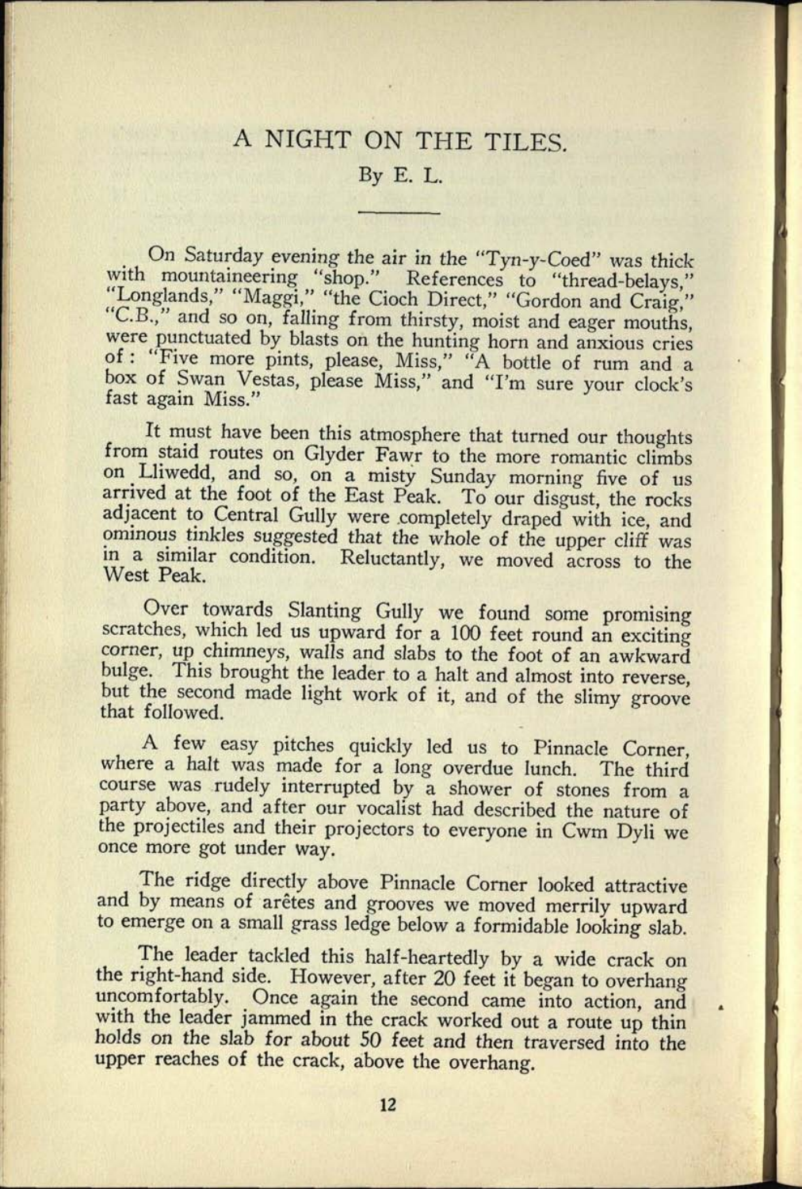# A NIGHT ON THE TILES.

By E. L.

On Saturday evening the air in the "Tyn-y-Coed" was thick with mountaineering "shop." References to "thread-belays," "Longlands," "Maggi," "the Cioch Direct," "Gordon and Craig," "C.B.," and so on, falling from thirsty, moist and eager mouths, were punctuated by blasts on the hunting horn and anxious cries of: "Five more pints, please, Miss," "A bottle of rum and a box of Swan Vestas, please Miss," and "I'm sure your clock's fast again Miss."

It must have been this atmosphere that turned our thoughts from staid routes on Glyder Fawr to the more romantic climbs on Lliwedd, and so, on a misty Sunday morning five of us arrived at the foot of the East Peak. To our disgust, the rocks adjacent to Central Gully were completely draped with ice, and ominous tinkles suggested that the whole of the upper cliff was in a similar condition. Reluctantly, we moved across to the West Peak.

Over towards Slanting Gully we found some promising scratches, which led us upward for a 100 feet round an exciting corner, up chimneys, walls and slabs to the foot of an awkward bulge. This brought the leader to a halt and almost into reverse, but the second made light work of it, and of the slimy groove that followed.

A few easy pitches quickly led us to Pinnacle Corner, where a halt was made for a long overdue lunch. The third course was rudely interrupted by a shower of stones from a party above, and after our vocalist had described the nature of the projectiles and their projectors to everyone in Cwm Dyli we once more got under way.

The ridge directly above Pinnacle Corner looked attractive and by means of arêtes and grooves we moved merrily upward to emerge on a small grass ledge below a formidable looking slab.

The leader tackled this half-heartedly by a wide crack on the right-hand side. However, after 20 feet it began to overhang uncomfortably. Once again the second came into action, and with the leader jammed in the crack worked out a route up thin holds on the slab for about 50 feet and then traversed into the upper reaches of the crack, above the overhang.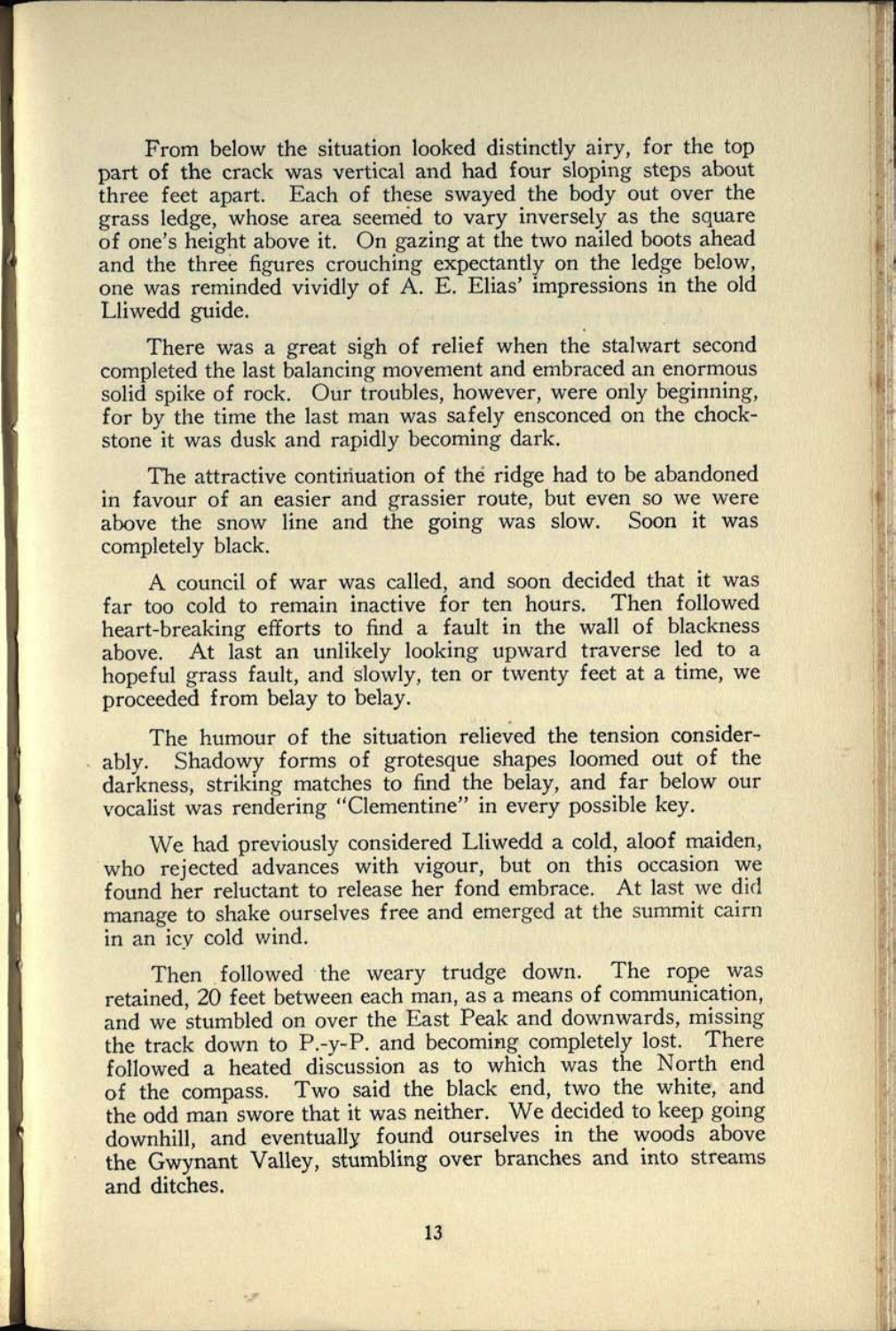From below the situation looked distinctly airy, for the top part of the crack was vertical and had four sloping steps about three feet apart. Each of these swayed the body out over the grass ledge, whose area seemed to vary inversely as the square of one's height above it. On gazing at the two nailed boots ahead and the three figures crouching expectantly on the ledge below, one was reminded vividly of A. E. Elias' impressions in the old Lliwedd guide.

There was a great sigh of relief when the stalwart second completed the last balancing movement and embraced an enormous solid spike of rock. Our troubles, however, were only beginning, for by the time the last man was safely ensconced on the chockstone it was dusk and rapidly becoming dark.

The attractive continuation of the ridge had to be abandoned in favour of an easier and grassier route, but even so we were above the snow line and the going was slow. Soon it was completely black.

A council of war was called, and soon decided that it was far too cold to remain inactive for ten hours. Then followed heart-breaking efforts to find a fault in the wall of blackness above. At last an unlikely looking upward traverse led to a hopeful grass fault, and slowly, ten or twenty feet at a time, we proceeded from belay to belay.

The humour of the situation relieved the tension considerably. Shadowy forms of grotesque shapes loomed out of the darkness, striking matches to find the belay, and far below our vocalist was rendering "Clementine" in every possible key.

We had previously considered Lliwedd a cold, aloof maiden, who rejected advances with vigour, but on this occasion we found her reluctant to release her fond embrace. At last we did manage to shake ourselves free and emerged at the summit cairn in an icy cold wind.

Then followed the weary trudge down. The rope was retained, 20 feet between each man, as a means of communication, and we stumbled on over the East Peak and downwards, missing the track down to P.-y-P. and becoming completely lost. There followed a heated discussion as to which was the North end of the compass. Two said the black end, two the white, and the odd man swore that it was neither. We decided to keep going downhill, and eventually found ourselves in the woods above the Gwynant Valley, stumbling over branches and into streams and ditches.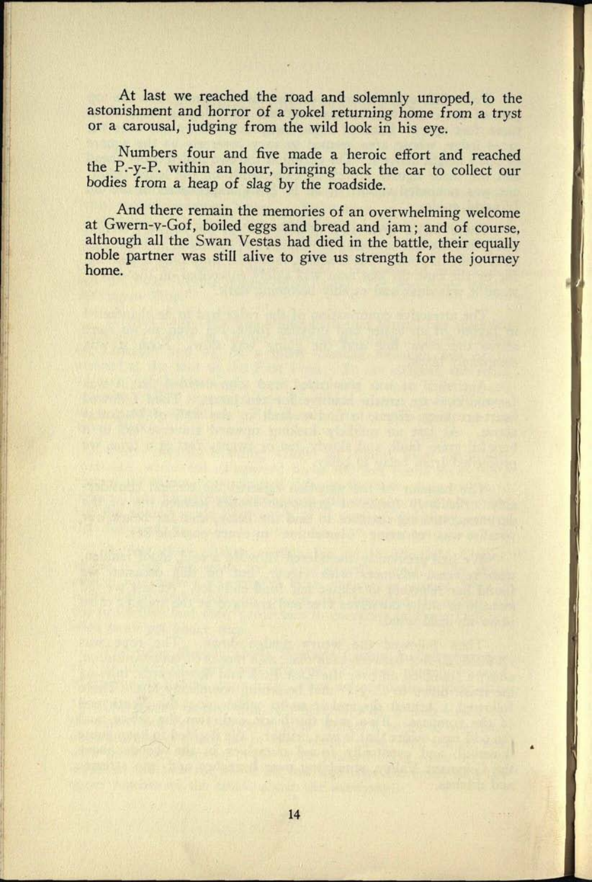At last we reached the road and solemnly unroped, to the astonishment and horror of a yokel returning home from a tryst or a carousal, judging from the wild look in his eye.

Numbers four and five made a heroic effort and reached the P.-y-P. within an hour, bringing back the car to collect our bodies from a heap of slag by the roadside.

And there remain the memories of an overwhelming welcome at Gwern-y-Gof, boiled eggs and bread and jam; and of course, although all the Swan Vestas had died in the battle, their equally noble partner was still alive to give us strength for the journey home.